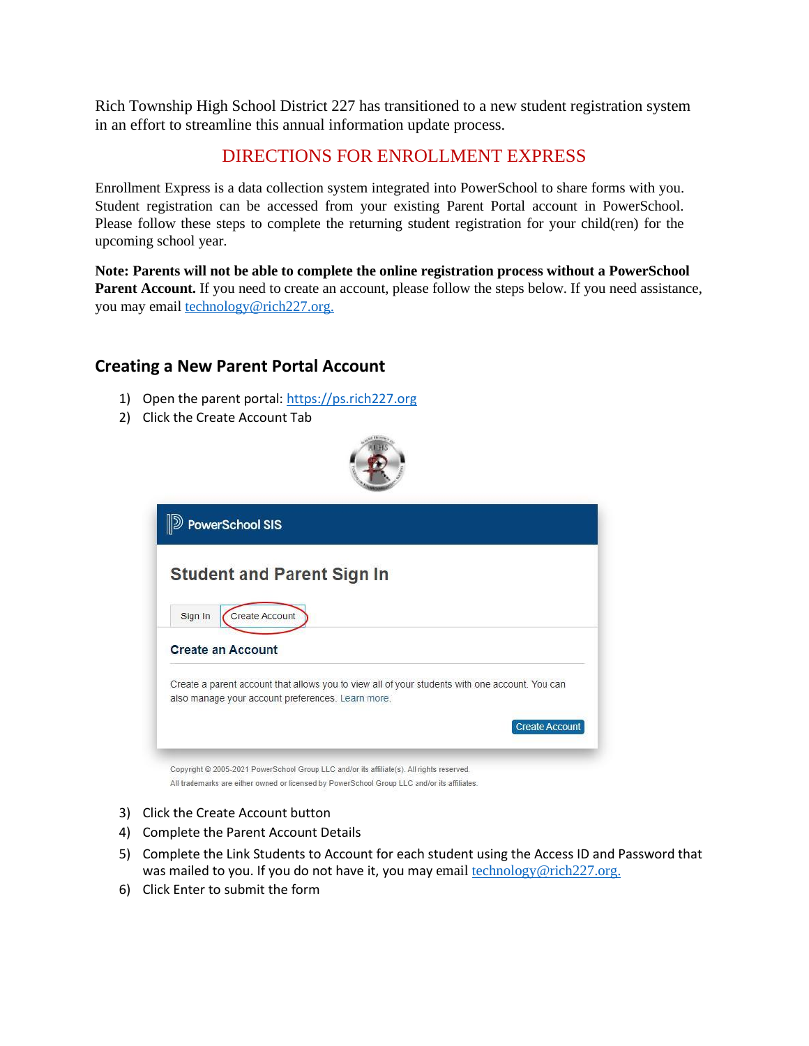Rich Township High School District 227 has transitioned to a new student registration system in an effort to streamline this annual information update process.

## DIRECTIONS FOR ENROLLMENT EXPRESS

Enrollment Express is a data collection system integrated into PowerSchool to share forms with you. Student registration can be accessed from your existing Parent Portal account in PowerSchool. Please follow these steps to complete the returning student registration for your child(ren) for the upcoming school year.

**Note: Parents will not be able to complete the online registration process without a PowerSchool Parent Account.** If you need to create an account, please follow the steps below. If you need assistance, you may email technology@rich227.org.

## Creating a New Parent Portal Account

1) Open the parent portal: https://ps.rich227.org
2) Click the Create Account Tab

3) Click the Create Account button
4) Complete the Parent Account Details
5) Complete the Link Students to Account for each student using the Access ID and Password that was mailed to you. If you do not have it, you may email technology@rich227.org.
6) Click Enter to submit the form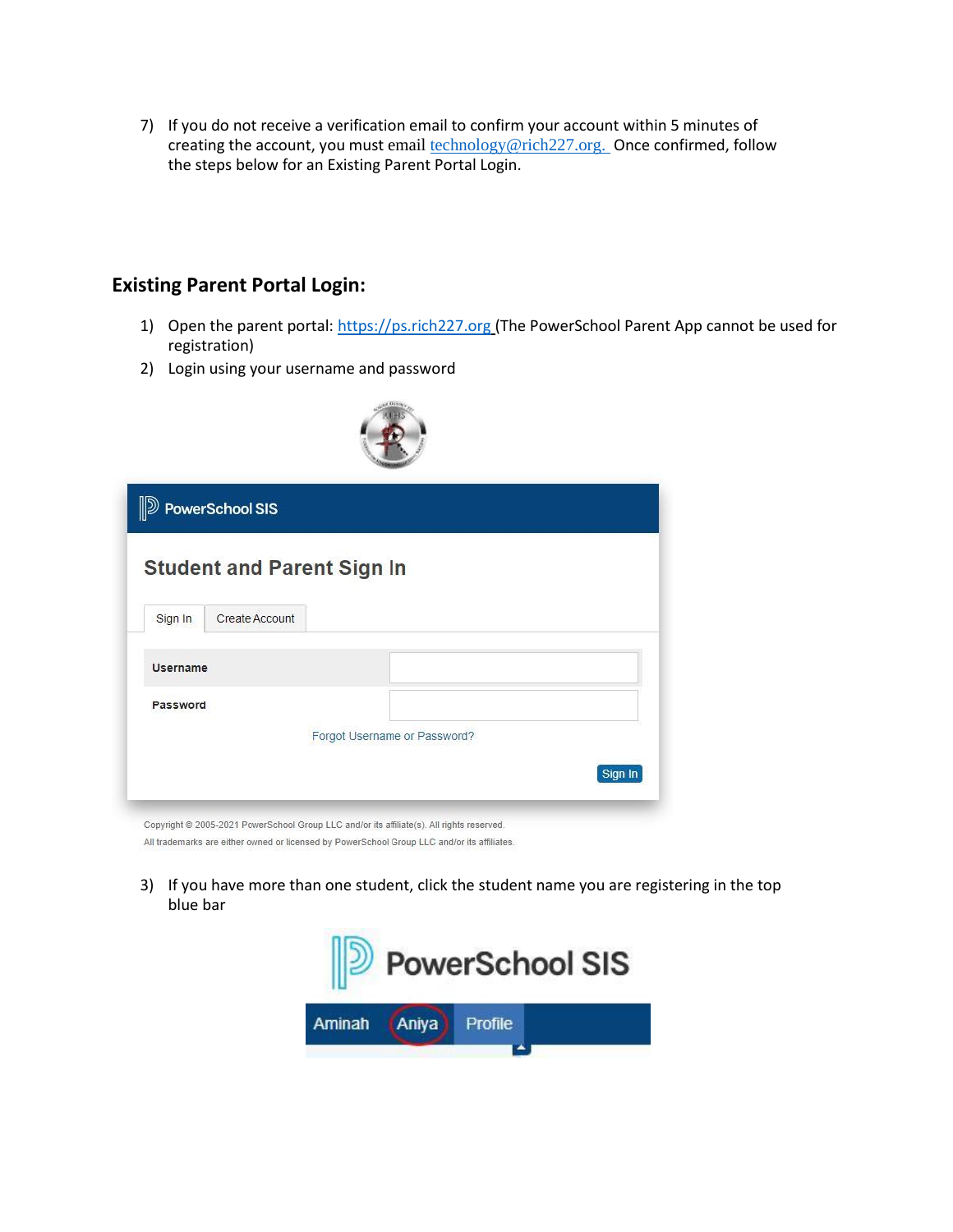7) If you do not receive a verification email to confirm your account within 5 minutes of creating the account, you must email technology@rich227.org. Once confirmed, follow the steps below for an Existing Parent Portal Login.

## Existing Parent Portal Login:

1) Open the parent portal: https://ps.rich227.org (The PowerSchool Parent App cannot be used for registration)
2) Login using your username and password

PowerSchool SIS

Student and Parent Sign In

Sign In | Create Account

Username

Password

Forgot Username or Password?

Sign In

Copyright © 2005-2021 PowerSchool Group LLC and/or its affiliate(s). All rights reserved.
All trademarks are either owned or licensed by PowerSchool Group LLC and/or its affiliates.

3) If you have more than one student, click the student name you are registering in the top blue bar

PowerSchool SIS

Aminah | Aniya | Profile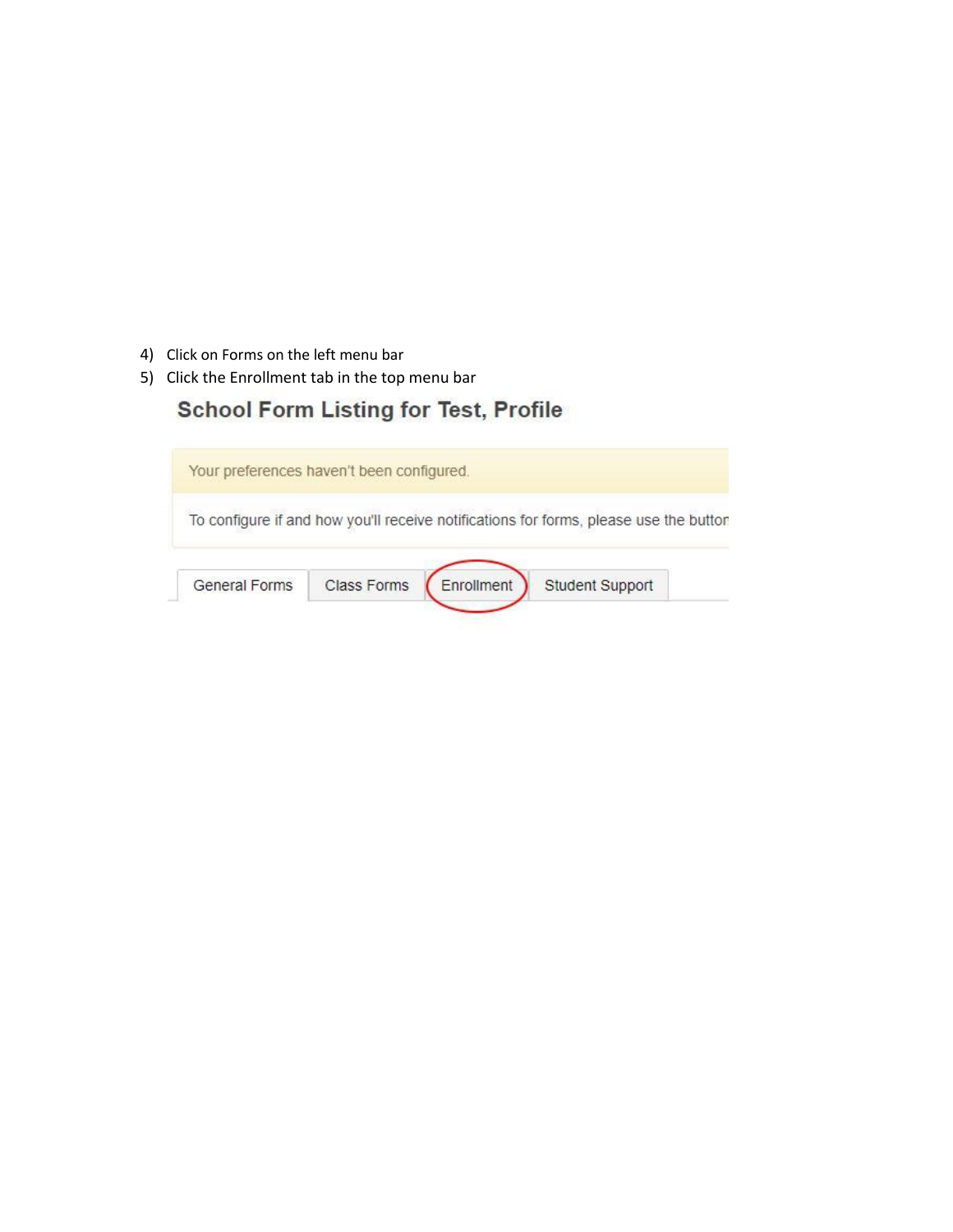4) Click on Forms on the left menu bar
5) Click the Enrollment tab in the top menu bar

School Form Listing for Test, Profile

Your preferences haven't been configured.

To configure if and how you'll receive notifications for forms, please use the button

General Forms | Class Forms | Enrollment | Student Support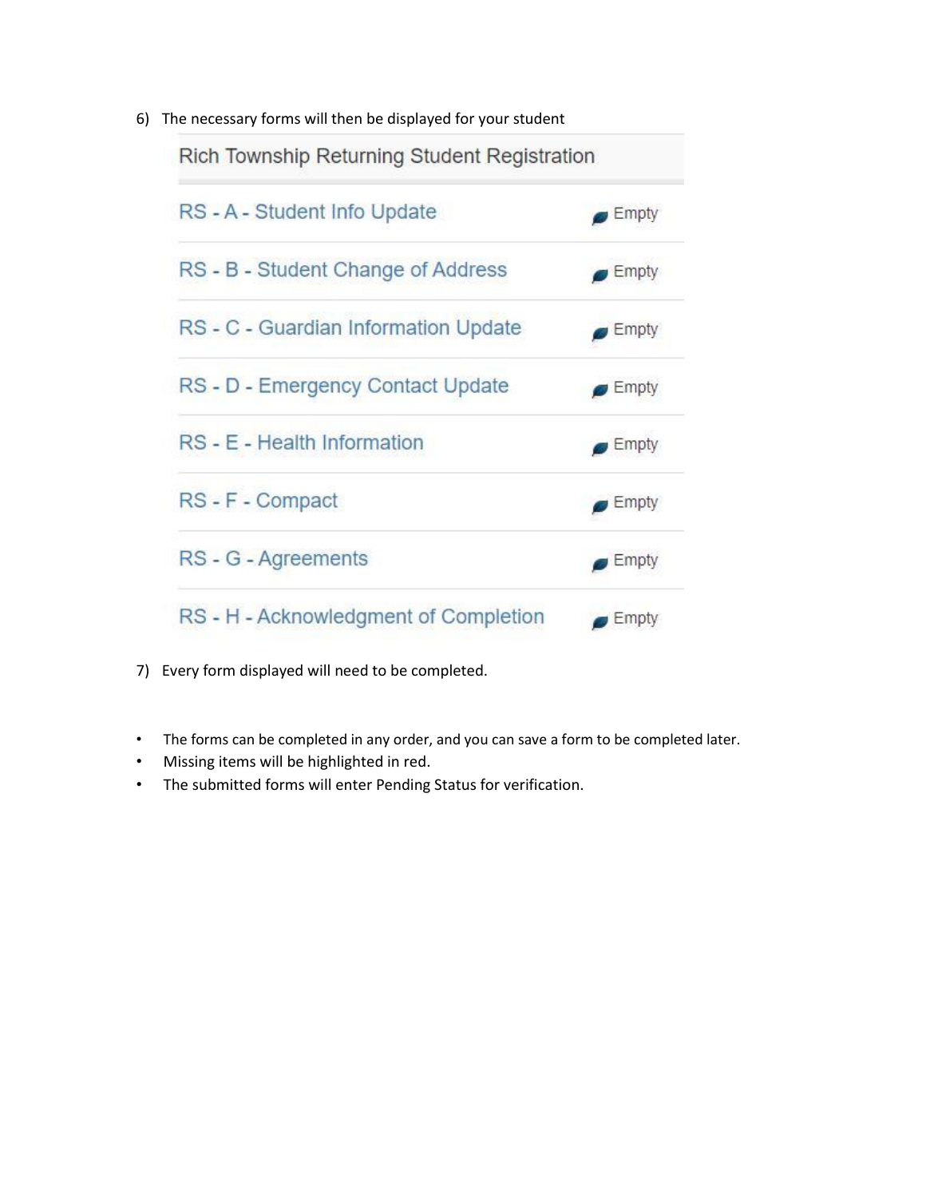6) The necessary forms will then be displayed for your student

| Rich Township Returning Student Registration | |
|---|---|
| RS - A - Student Info Update | Empty |
| RS - B - Student Change of Address | Empty |
| RS - C - Guardian Information Update | Empty |
| RS - D - Emergency Contact Update | Empty |
| RS - E - Health Information | Empty |
| RS - F - Compact | Empty |
| RS - G - Agreements | Empty |
| RS - H - Acknowledgment of Completion | Empty |

7) Every form displayed will need to be completed.

- The forms can be completed in any order, and you can save a form to be completed later.
- Missing items will be highlighted in red.
- The submitted forms will enter Pending Status for verification.